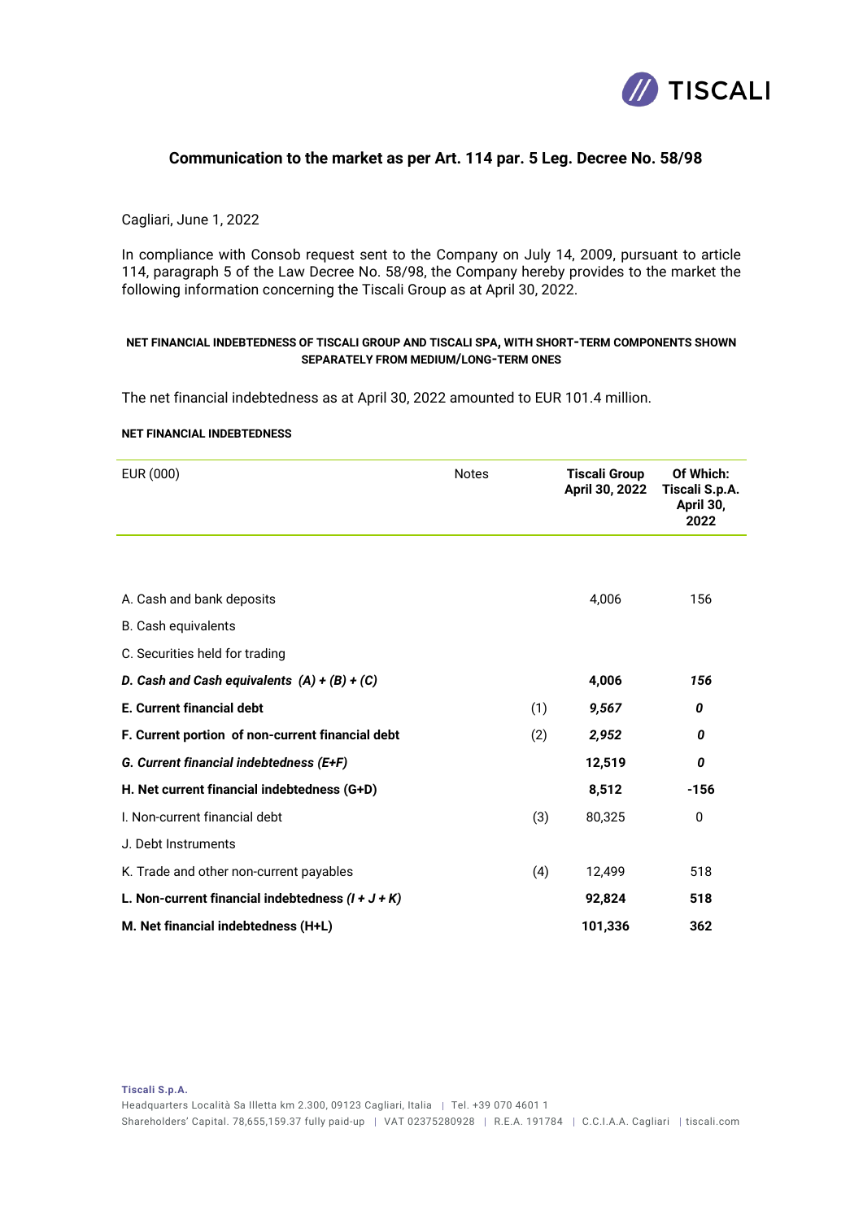## Communication to the market as per Art. 114 par. 5 Leg. Decree No. 58/98

Cagliari, June 1, 2022

In compliance with Consob request sent to the Company on July 14, 2009, pursuant to article 114, paragraph 5 of the Law Decree No. 58/98, the Company hereby provides to the market the following information concerning the Tiscali Group as at April 30, 2022.

### NET FINANCIAL INDEBTEDNESS OF TISCALI GROUP AND TISCALI SPA, WITH SHORT-TERM COMPONENTS SHOWN SEPARATELY FROM MEDIUM/LONG-TERM ONES

The net financial indebtedness as at April 30, 2022 amounted to EUR 101.4 million.

**NET FINANCIAL INDEBTEDNESS**

| EUR (000) | Notes | **Tiscali Group April 30, 2022** | **Of Which: Tiscali S.p.A. April 30, 2022** |
|---|---|---|---|
| A. Cash and bank deposits | | 4,006 | 156 |
| B. Cash equivalents | | | |
| C. Securities held for trading | | | |
| ***D. Cash and Cash equivalents (A) + (B) + (C)*** | | **4,006** | ***156*** |
| **E. Current financial debt** | (1) | ***9,567*** | ***0*** |
| **F. Current portion of non-current financial debt** | (2) | ***2,952*** | ***0*** |
| ***G. Current financial indebtedness (E+F)*** | | **12,519** | ***0*** |
| **H. Net current financial indebtedness (G+D)** | | **8,512** | **-156** |
| I. Non-current financial debt | (3) | 80,325 | 0 |
| J. Debt Instruments | | | |
| K. Trade and other non-current payables | (4) | 12,499 | 518 |
| **L. Non-current financial indebtedness *(I + J + K)*** | | **92,824** | **518** |
| **M. Net financial indebtedness (H+L)** | | **101,336** | **362** |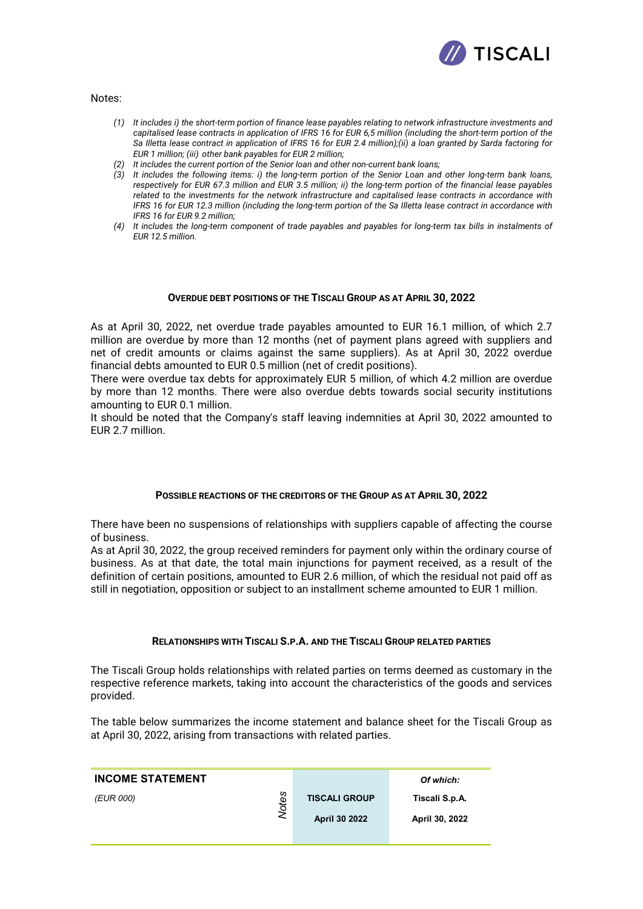Notes:

1. *It includes i) the short-term portion of finance lease payables relating to network infrastructure investments and capitalised lease contracts in application of IFRS 16 for EUR 6,5 million (including the short-term portion of the Sa Illetta lease contract in application of IFRS 16 for EUR 2.4 million);(ii) a loan granted by Sarda factoring for EUR 1 million; (iii) other bank payables for EUR 2 million;*
2. *It includes the current portion of the Senior loan and other non-current bank loans;*
3. *It includes the following items: i) the long-term portion of the Senior Loan and other long-term bank loans, respectively for EUR 67.3 million and EUR 3.5 million; ii) the long-term portion of the financial lease payables related to the investments for the network infrastructure and capitalised lease contracts in accordance with IFRS 16 for EUR 12.3 million (including the long-term portion of the Sa Illetta lease contract in accordance with IFRS 16 for EUR 9.2 million;*
4. *It includes the long-term component of trade payables and payables for long-term tax bills in instalments of EUR 12.5 million.*

## OVERDUE DEBT POSITIONS OF THE TISCALI GROUP AS AT APRIL 30, 2022

As at April 30, 2022, net overdue trade payables amounted to EUR 16.1 million, of which 2.7 million are overdue by more than 12 months (net of payment plans agreed with suppliers and net of credit amounts or claims against the same suppliers). As at April 30, 2022 overdue financial debts amounted to EUR 0.5 million (net of credit positions).

There were overdue tax debts for approximately EUR 5 million, of which 4.2 million are overdue by more than 12 months. There were also overdue debts towards social security institutions amounting to EUR 0.1 million.

It should be noted that the Company's staff leaving indemnities at April 30, 2022 amounted to EUR 2.7 million.

## POSSIBLE REACTIONS OF THE CREDITORS OF THE GROUP AS AT APRIL 30, 2022

There have been no suspensions of relationships with suppliers capable of affecting the course of business.

As at April 30, 2022, the group received reminders for payment only within the ordinary course of business. As at that date, the total main injunctions for payment received, as a result of the definition of certain positions, amounted to EUR 2.6 million, of which the residual not paid off as still in negotiation, opposition or subject to an installment scheme amounted to EUR 1 million.

## RELATIONSHIPS WITH TISCALI S.P.A. AND THE TISCALI GROUP RELATED PARTIES

The Tiscali Group holds relationships with related parties on terms deemed as customary in the respective reference markets, taking into account the characteristics of the goods and services provided.

The table below summarizes the income statement and balance sheet for the Tiscali Group as at April 30, 2022, arising from transactions with related parties.

| **INCOME STATEMENT** | | | *Of which:* |
|---|---|---|---|
| *(EUR 000)* | *Notes* | **TISCALI GROUP** | **Tiscali S.p.A.** |
| | | **April 30 2022** | **April 30, 2022** |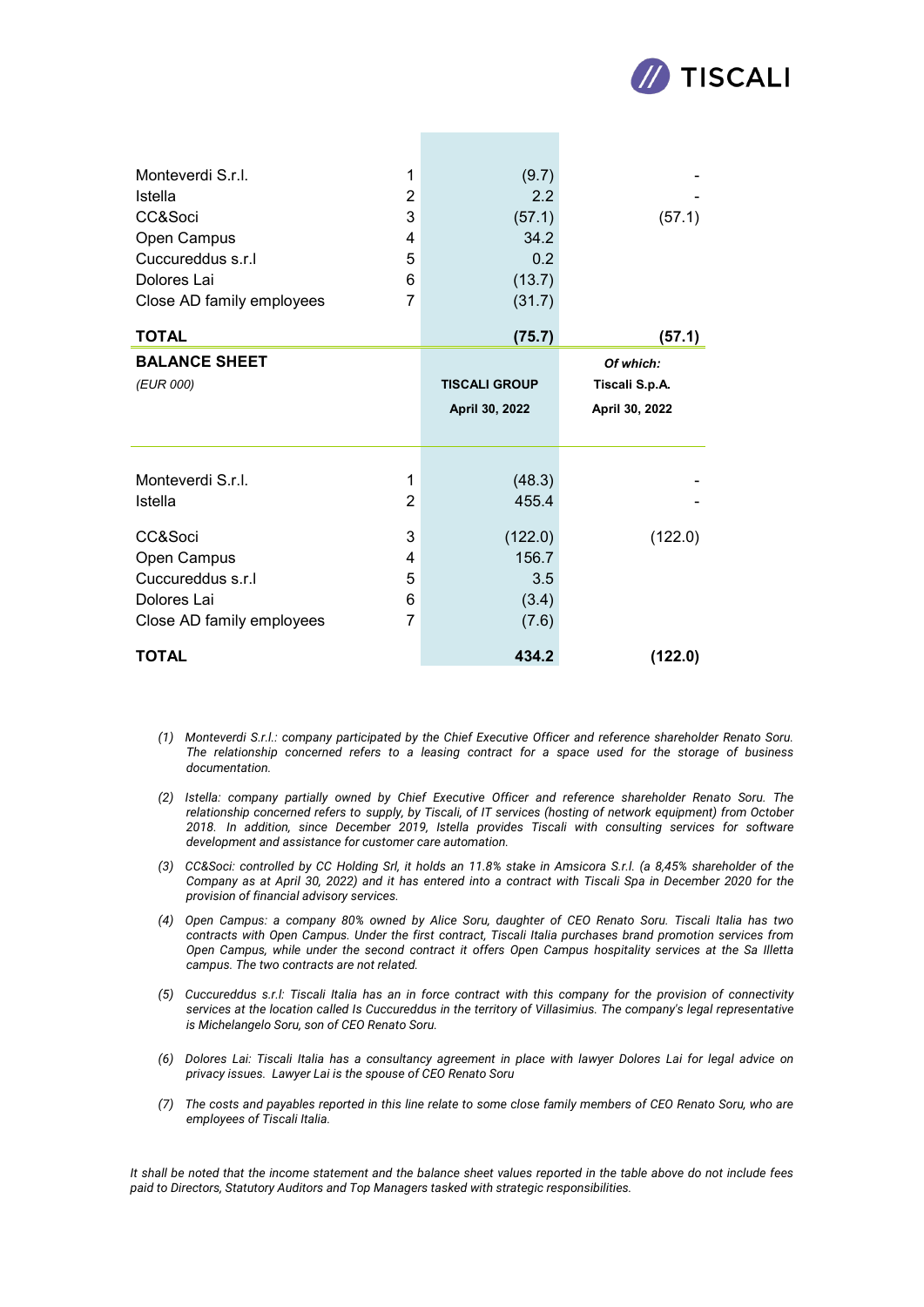| | | | |
|---|---|---|---|
| Monteverdi S.r.l. | 1 | (9.7) | - |
| Istella | 2 | 2.2 | - |
| CC&Soci | 3 | (57.1) | (57.1) |
| Open Campus | 4 | 34.2 | |
| Cuccureddus s.r.l | 5 | 0.2 | |
| Dolores Lai | 6 | (13.7) | |
| Close AD family employees | 7 | (31.7) | |
| **TOTAL** | | **(75.7)** | **(57.1)** |

| **BALANCE SHEET** | | | ***Of which:*** |
|---|---|---|---|
| *(EUR 000)* | | **TISCALI GROUP** | **Tiscali S.p.A.** |
| | | **April 30, 2022** | **April 30, 2022** |
| Monteverdi S.r.l. | 1 | (48.3) | - |
| Istella | 2 | 455.4 | - |
| CC&Soci | 3 | (122.0) | (122.0) |
| Open Campus | 4 | 156.7 | |
| Cuccureddus s.r.l | 5 | 3.5 | |
| Dolores Lai | 6 | (3.4) | |
| Close AD family employees | 7 | (7.6) | |
| **TOTAL** | | **434.2** | **(122.0)** |

*(1) Monteverdi S.r.l.: company participated by the Chief Executive Officer and reference shareholder Renato Soru. The relationship concerned refers to a leasing contract for a space used for the storage of business documentation.*

*(2) Istella: company partially owned by Chief Executive Officer and reference shareholder Renato Soru. The relationship concerned refers to supply, by Tiscali, of IT services (hosting of network equipment) from October 2018. In addition, since December 2019, Istella provides Tiscali with consulting services for software development and assistance for customer care automation.*

*(3) CC&Soci: controlled by CC Holding Srl, it holds an 11.8% stake in Amsicora S.r.l. (a 8,45% shareholder of the Company as at April 30, 2022) and it has entered into a contract with Tiscali Spa in December 2020 for the provision of financial advisory services.*

*(4) Open Campus: a company 80% owned by Alice Soru, daughter of CEO Renato Soru. Tiscali Italia has two contracts with Open Campus. Under the first contract, Tiscali Italia purchases brand promotion services from Open Campus, while under the second contract it offers Open Campus hospitality services at the Sa Illetta campus. The two contracts are not related.*

*(5) Cuccureddus s.r.l: Tiscali Italia has an in force contract with this company for the provision of connectivity services at the location called Is Cuccureddus in the territory of Villasimius. The company's legal representative is Michelangelo Soru, son of CEO Renato Soru.*

*(6) Dolores Lai: Tiscali Italia has a consultancy agreement in place with lawyer Dolores Lai for legal advice on privacy issues. Lawyer Lai is the spouse of CEO Renato Soru*

*(7) The costs and payables reported in this line relate to some close family members of CEO Renato Soru, who are employees of Tiscali Italia.*

*It shall be noted that the income statement and the balance sheet values reported in the table above do not include fees paid to Directors, Statutory Auditors and Top Managers tasked with strategic responsibilities.*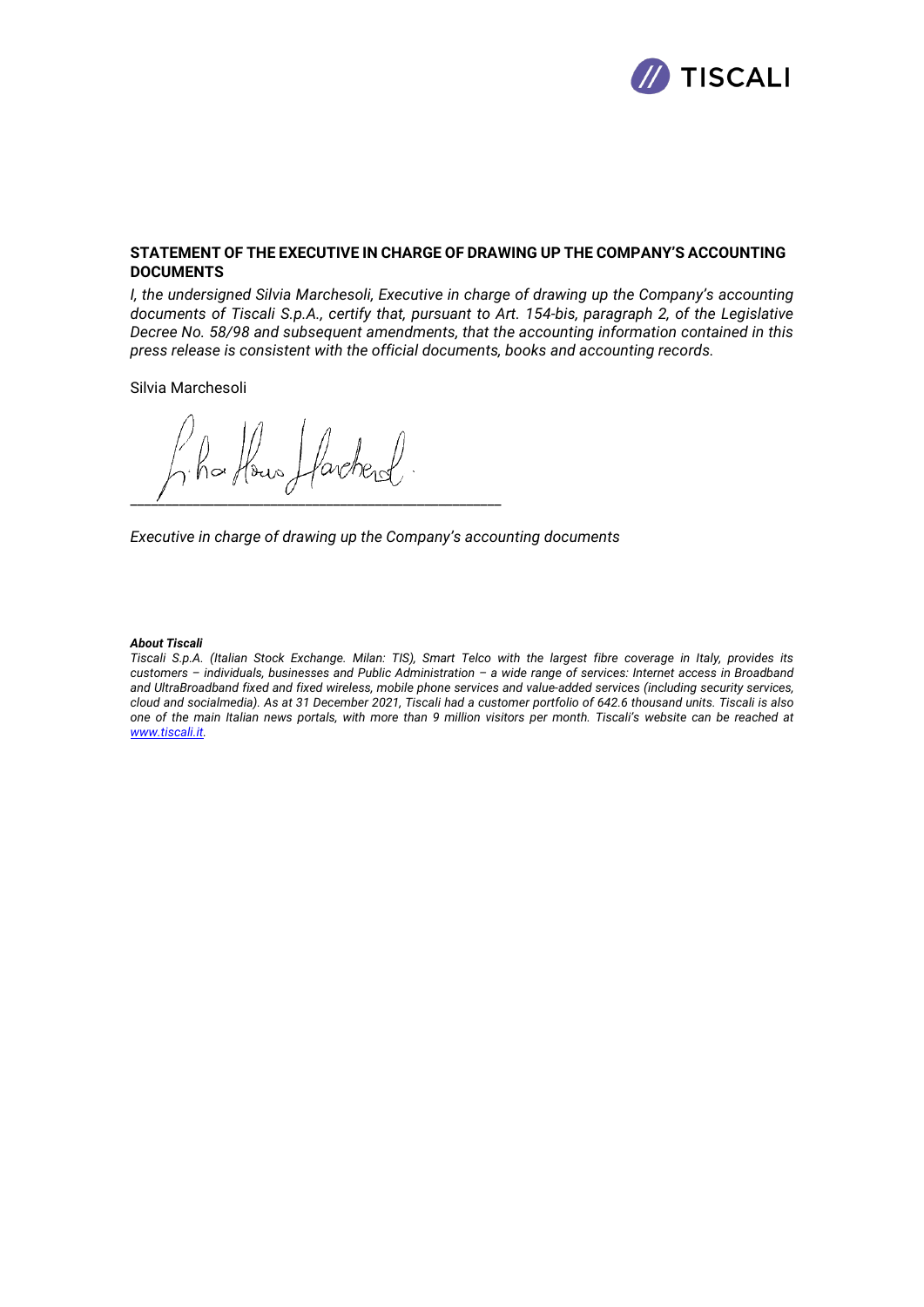**STATEMENT OF THE EXECUTIVE IN CHARGE OF DRAWING UP THE COMPANY'S ACCOUNTING DOCUMENTS**

*I, the undersigned Silvia Marchesoli, Executive in charge of drawing up the Company's accounting documents of Tiscali S.p.A., certify that, pursuant to Art. 154-bis, paragraph 2, of the Legislative Decree No. 58/98 and subsequent amendments, that the accounting information contained in this press release is consistent with the official documents, books and accounting records.*

Silvia Marchesoli

\_\_\_\_\_\_\_\_\_\_\_\_\_\_\_\_\_\_\_\_\_\_\_\_\_\_\_\_\_\_\_\_\_\_\_\_\_\_\_\_\_\_\_\_

*Executive in charge of drawing up the Company's accounting documents*

***About Tiscali***

*Tiscali S.p.A. (Italian Stock Exchange. Milan: TIS), Smart Telco with the largest fibre coverage in Italy, provides its customers – individuals, businesses and Public Administration – a wide range of services: Internet access in Broadband and UltraBroadband fixed and fixed wireless, mobile phone services and value-added services (including security services, cloud and socialmedia). As at 31 December 2021, Tiscali had a customer portfolio of 642.6 thousand units. Tiscali is also one of the main Italian news portals, with more than 9 million visitors per month. Tiscali's website can be reached at [www.tiscali.it](http://www.tiscali.it).*